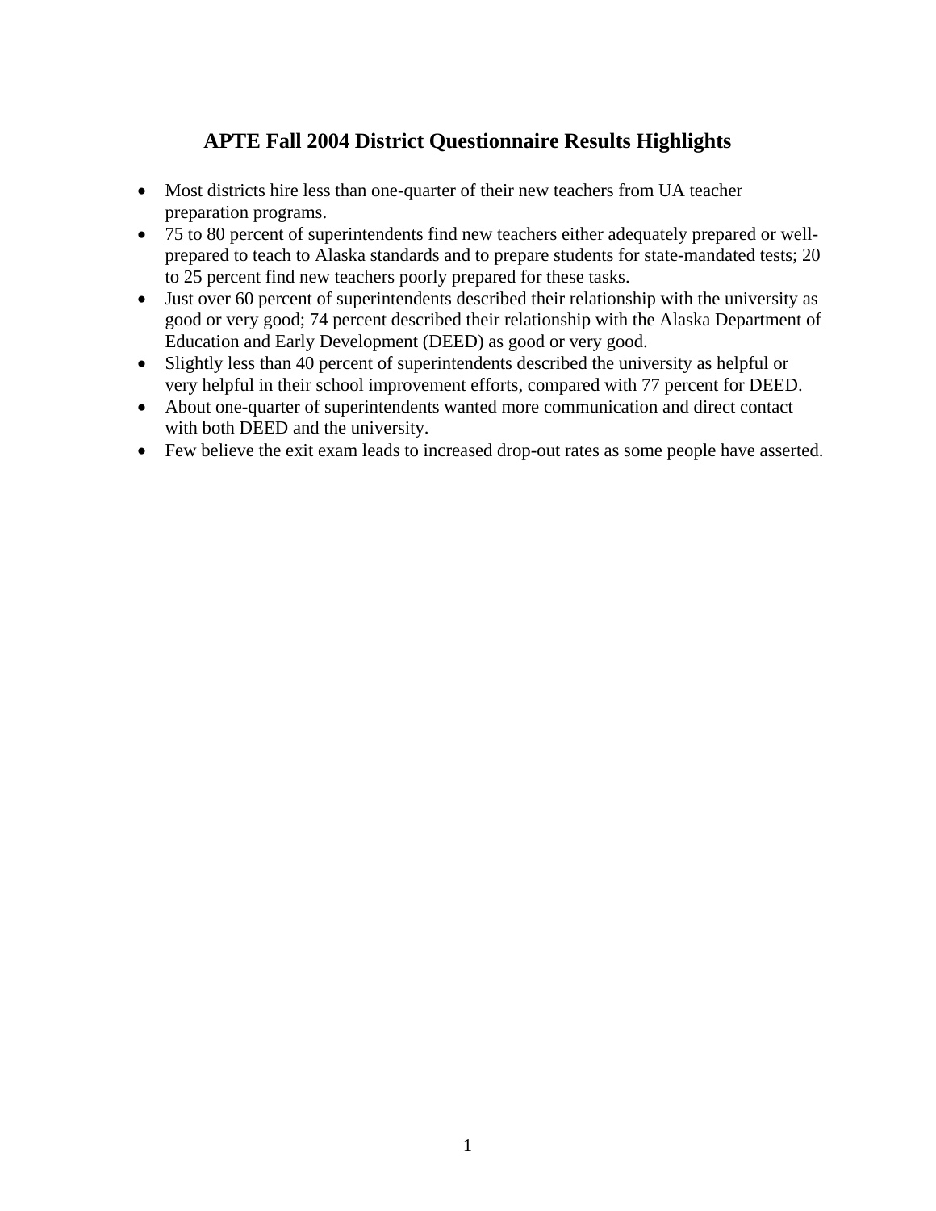# APTE Fall 2004 District Questionnaire Results Highlights

- Most districts hire less than one-quarter of their new teachers from UA teacher preparation programs.
- 75 to 80 percent of superintendents find new teachers either adequately prepared or well-prepared to teach to Alaska standards and to prepare students for state-mandated tests; 20 to 25 percent find new teachers poorly prepared for these tasks.
- Just over 60 percent of superintendents described their relationship with the university as good or very good; 74 percent described their relationship with the Alaska Department of Education and Early Development (DEED) as good or very good.
- Slightly less than 40 percent of superintendents described the university as helpful or very helpful in their school improvement efforts, compared with 77 percent for DEED.
- About one-quarter of superintendents wanted more communication and direct contact with both DEED and the university.
- Few believe the exit exam leads to increased drop-out rates as some people have asserted.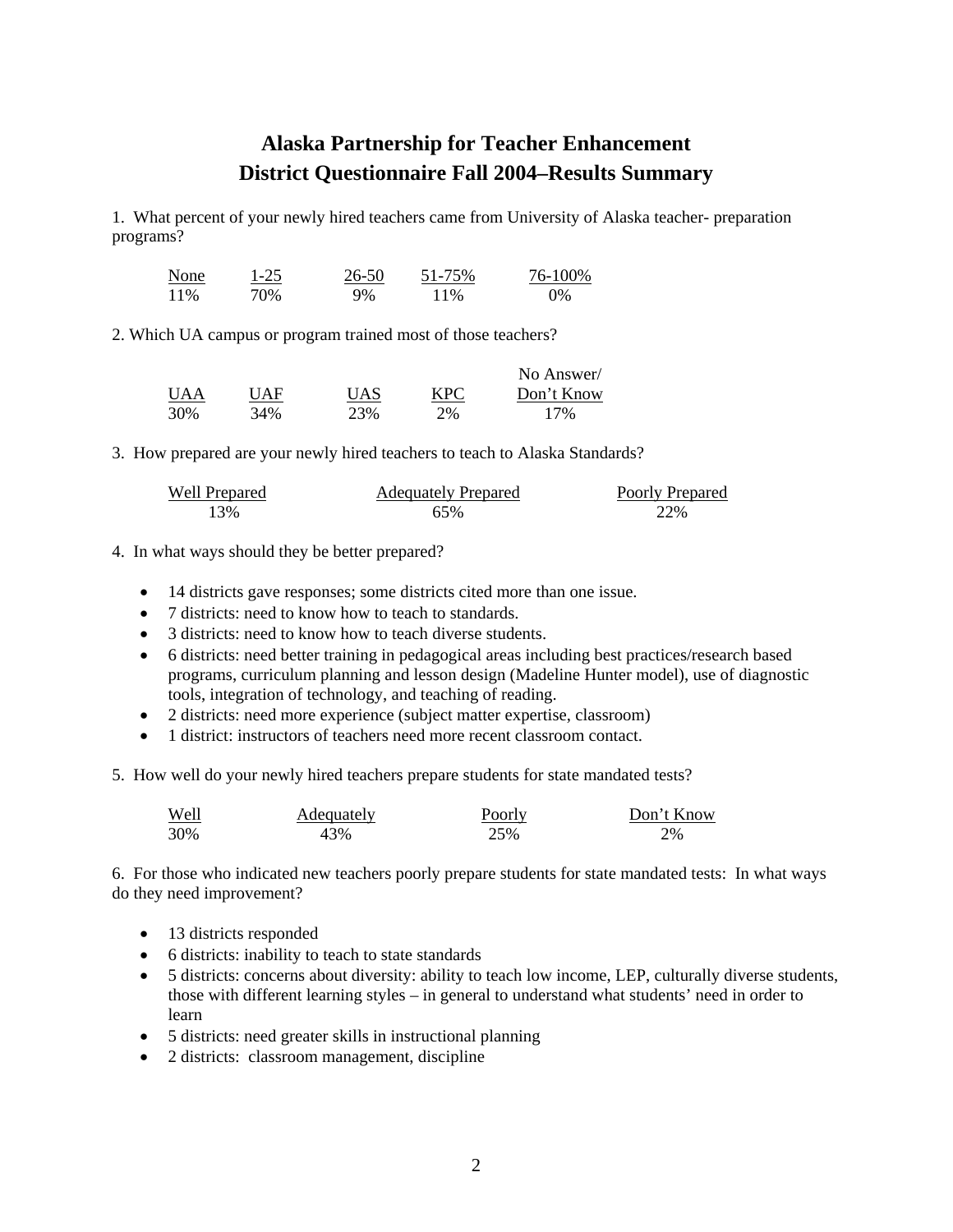# Alaska Partnership for Teacher Enhancement
# District Questionnaire Fall 2004–Results Summary

1. What percent of your newly hired teachers came from University of Alaska teacher- preparation programs?

| None | 1-25 | 26-50 | 51-75% | 76-100% |
|---|---|---|---|---|
| 11% | 70% | 9% | 11% | 0% |

2. Which UA campus or program trained most of those teachers?

| UAA | UAF | UAS | KPC | No Answer/ Don't Know |
|---|---|---|---|---|
| 30% | 34% | 23% | 2% | 17% |

3. How prepared are your newly hired teachers to teach to Alaska Standards?

| Well Prepared | Adequately Prepared | Poorly Prepared |
|---|---|---|
| 13% | 65% | 22% |

4. In what ways should they be better prepared?

- 14 districts gave responses; some districts cited more than one issue.
- 7 districts: need to know how to teach to standards.
- 3 districts: need to know how to teach diverse students.
- 6 districts: need better training in pedagogical areas including best practices/research based programs, curriculum planning and lesson design (Madeline Hunter model), use of diagnostic tools, integration of technology, and teaching of reading.
- 2 districts: need more experience (subject matter expertise, classroom)
- 1 district: instructors of teachers need more recent classroom contact.

5. How well do your newly hired teachers prepare students for state mandated tests?

| Well | Adequately | Poorly | Don't Know |
|---|---|---|---|
| 30% | 43% | 25% | 2% |

6. For those who indicated new teachers poorly prepare students for state mandated tests: In what ways do they need improvement?

- 13 districts responded
- 6 districts: inability to teach to state standards
- 5 districts: concerns about diversity: ability to teach low income, LEP, culturally diverse students, those with different learning styles – in general to understand what students' need in order to learn
- 5 districts: need greater skills in instructional planning
- 2 districts: classroom management, discipline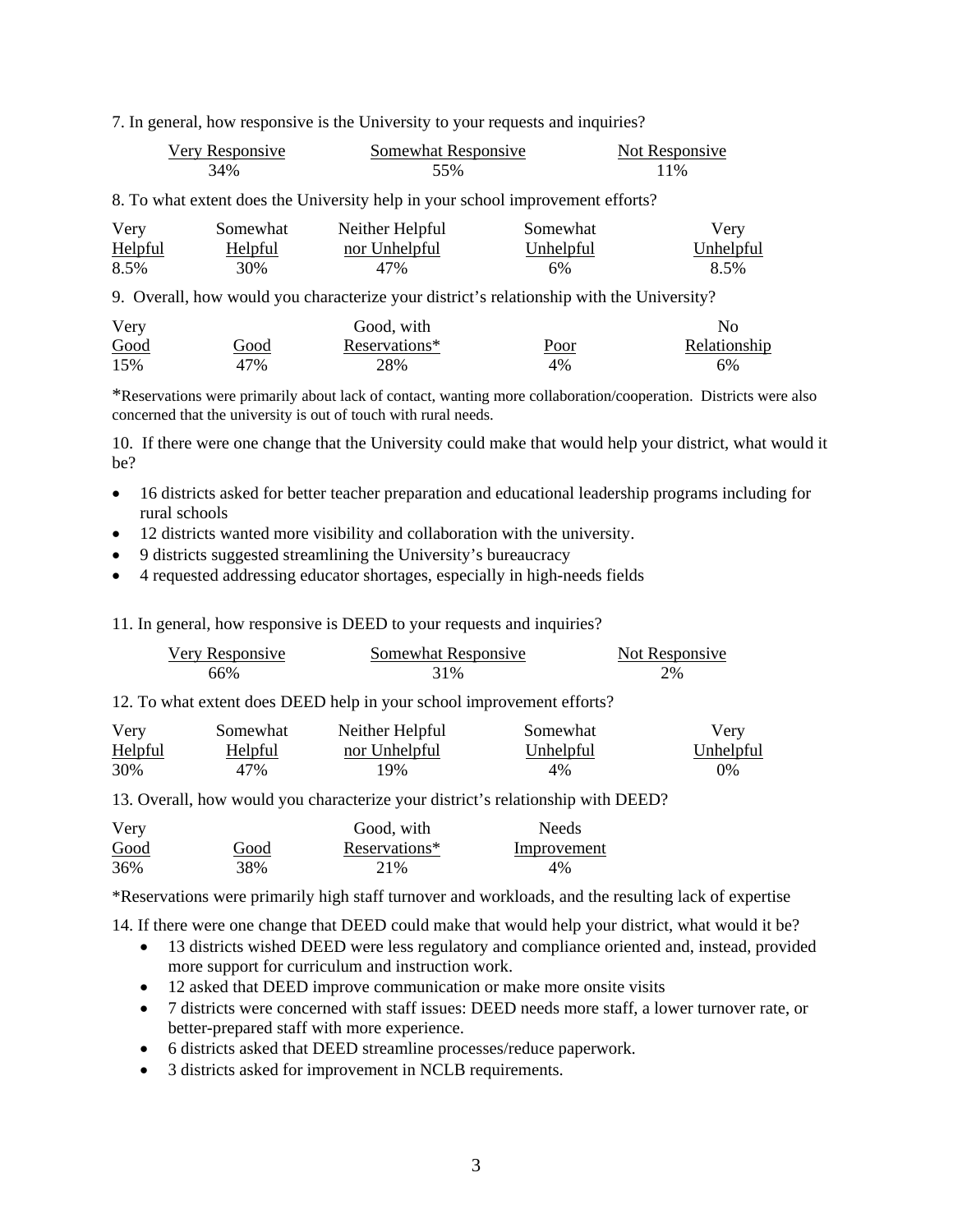7. In general, how responsive is the University to your requests and inquiries?

| Very Responsive | Somewhat Responsive | Not Responsive |
|---|---|---|
| 34% | 55% | 11% |

8. To what extent does the University help in your school improvement efforts?

| Very Helpful | Somewhat Helpful | Neither Helpful nor Unhelpful | Somewhat Unhelpful | Very Unhelpful |
|---|---|---|---|---|
| 8.5% | 30% | 47% | 6% | 8.5% |

9. Overall, how would you characterize your district's relationship with the University?

| Very Good | Good | Good, with Reservations* | Poor | No Relationship |
|---|---|---|---|---|
| 15% | 47% | 28% | 4% | 6% |

*Reservations were primarily about lack of contact, wanting more collaboration/cooperation. Districts were also concerned that the university is out of touch with rural needs.

10. If there were one change that the University could make that would help your district, what would it be?

- 16 districts asked for better teacher preparation and educational leadership programs including for rural schools
- 12 districts wanted more visibility and collaboration with the university.
- 9 districts suggested streamlining the University's bureaucracy
- 4 requested addressing educator shortages, especially in high-needs fields

11. In general, how responsive is DEED to your requests and inquiries?

| Very Responsive | Somewhat Responsive | Not Responsive |
|---|---|---|
| 66% | 31% | 2% |

12. To what extent does DEED help in your school improvement efforts?

| Very Helpful | Somewhat Helpful | Neither Helpful nor Unhelpful | Somewhat Unhelpful | Very Unhelpful |
|---|---|---|---|---|
| 30% | 47% | 19% | 4% | 0% |

13. Overall, how would you characterize your district's relationship with DEED?

| Very Good | Good | Good, with Reservations* | Needs Improvement |
|---|---|---|---|
| 36% | 38% | 21% | 4% |

*Reservations were primarily high staff turnover and workloads, and the resulting lack of expertise

14. If there were one change that DEED could make that would help your district, what would it be?

- 13 districts wished DEED were less regulatory and compliance oriented and, instead, provided more support for curriculum and instruction work.
- 12 asked that DEED improve communication or make more onsite visits
- 7 districts were concerned with staff issues: DEED needs more staff, a lower turnover rate, or better-prepared staff with more experience.
- 6 districts asked that DEED streamline processes/reduce paperwork.
- 3 districts asked for improvement in NCLB requirements.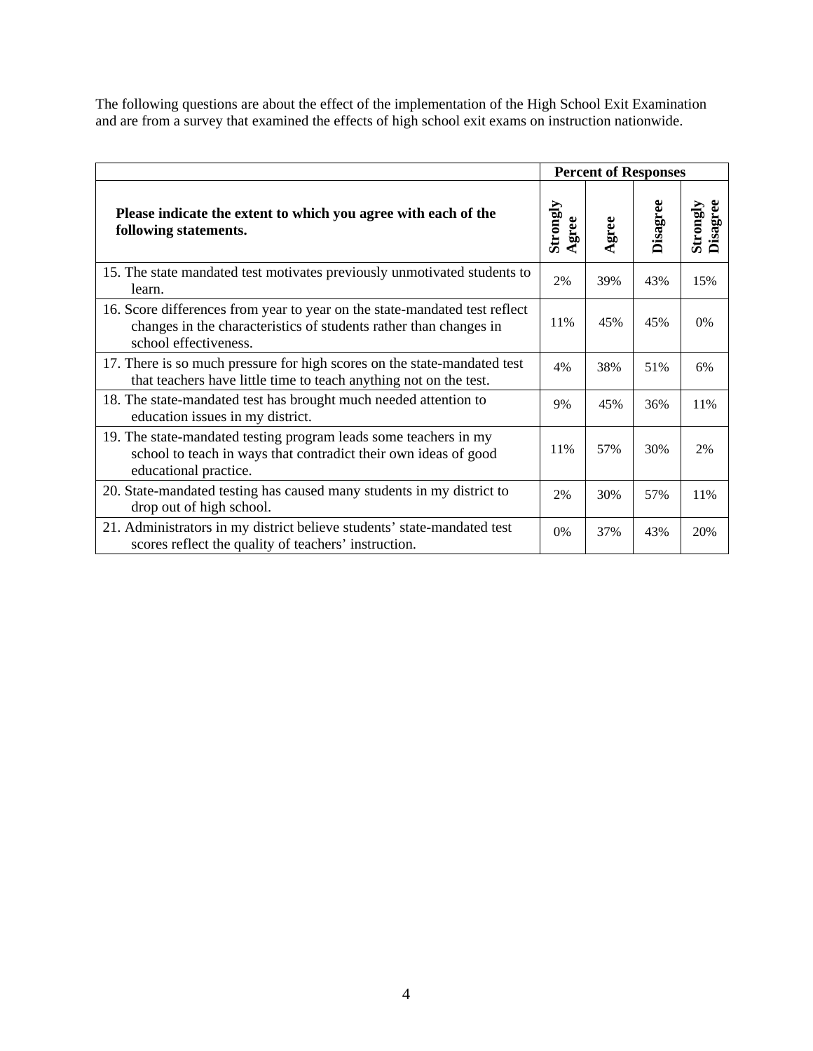The following questions are about the effect of the implementation of the High School Exit Examination and are from a survey that examined the effects of high school exit exams on instruction nationwide.

| | Percent of Responses | | | |
|---|---|---|---|---|
| **Please indicate the extent to which you agree with each of the following statements.** | **Strongly Agree** | **Agree** | **Disagree** | **Strongly Disagree** |
| 15. The state mandated test motivates previously unmotivated students to learn. | 2% | 39% | 43% | 15% |
| 16. Score differences from year to year on the state-mandated test reflect changes in the characteristics of students rather than changes in school effectiveness. | 11% | 45% | 45% | 0% |
| 17. There is so much pressure for high scores on the state-mandated test that teachers have little time to teach anything not on the test. | 4% | 38% | 51% | 6% |
| 18. The state-mandated test has brought much needed attention to education issues in my district. | 9% | 45% | 36% | 11% |
| 19. The state-mandated testing program leads some teachers in my school to teach in ways that contradict their own ideas of good educational practice. | 11% | 57% | 30% | 2% |
| 20. State-mandated testing has caused many students in my district to drop out of high school. | 2% | 30% | 57% | 11% |
| 21. Administrators in my district believe students' state-mandated test scores reflect the quality of teachers' instruction. | 0% | 37% | 43% | 20% |